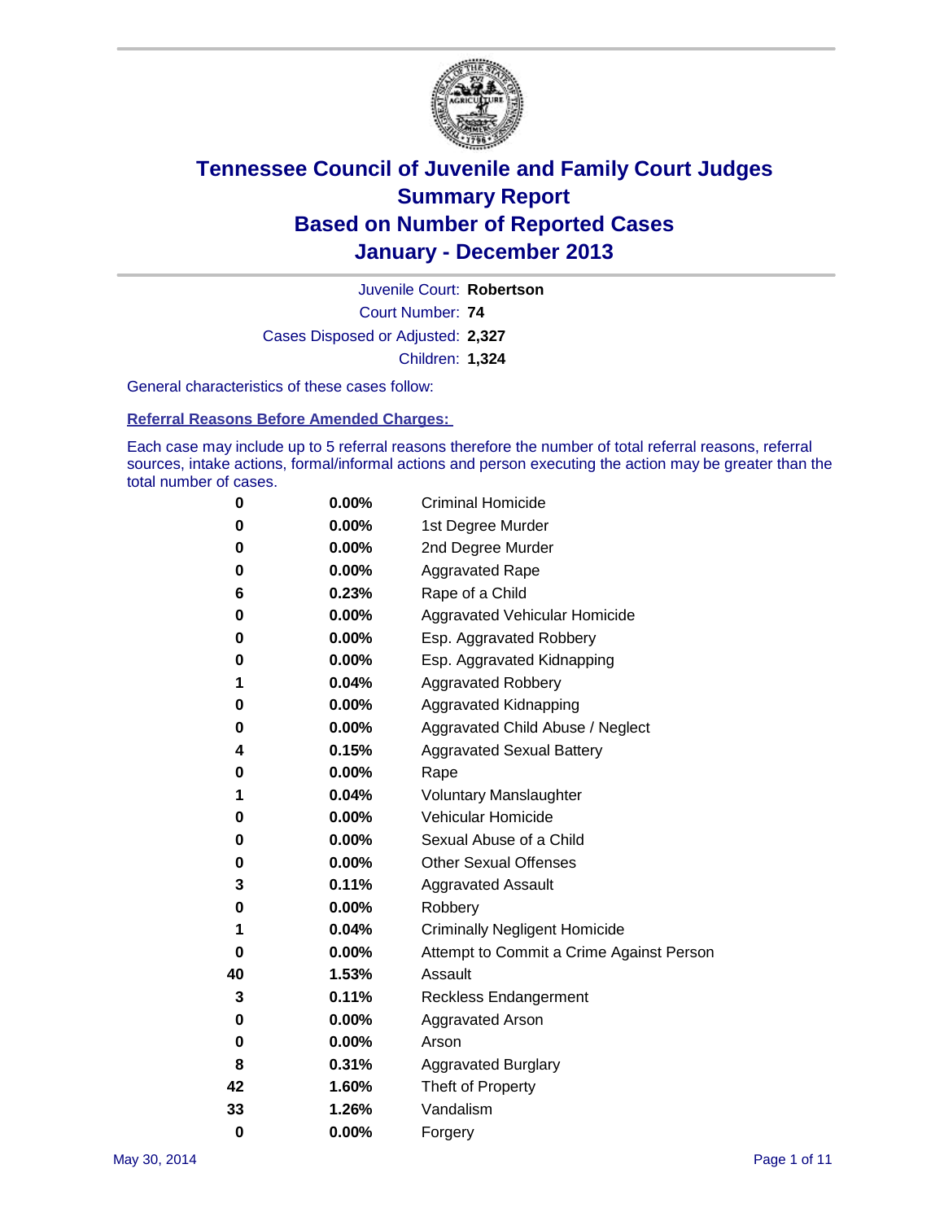# Tennessee Council of Juvenile and Family Court Judges
# Summary Report
# Based on Number of Reported Cases
# January - December 2013

Juvenile Court: **Robertson**

Court Number: **74**

Cases Disposed or Adjusted: **2,327**

Children: **1,324**

General characteristics of these cases follow:

## Referral Reasons Before Amended Charges:

Each case may include up to 5 referral reasons therefore the number of total referral reasons, referral sources, intake actions, formal/informal actions and person executing the action may be greater than the total number of cases.

| Count | Percent | Referral Reason |
|---|---|---|
| 0 | 0.00% | Criminal Homicide |
| 0 | 0.00% | 1st Degree Murder |
| 0 | 0.00% | 2nd Degree Murder |
| 0 | 0.00% | Aggravated Rape |
| 6 | 0.23% | Rape of a Child |
| 0 | 0.00% | Aggravated Vehicular Homicide |
| 0 | 0.00% | Esp. Aggravated Robbery |
| 0 | 0.00% | Esp. Aggravated Kidnapping |
| 1 | 0.04% | Aggravated Robbery |
| 0 | 0.00% | Aggravated Kidnapping |
| 0 | 0.00% | Aggravated Child Abuse / Neglect |
| 4 | 0.15% | Aggravated Sexual Battery |
| 0 | 0.00% | Rape |
| 1 | 0.04% | Voluntary Manslaughter |
| 0 | 0.00% | Vehicular Homicide |
| 0 | 0.00% | Sexual Abuse of a Child |
| 0 | 0.00% | Other Sexual Offenses |
| 3 | 0.11% | Aggravated Assault |
| 0 | 0.00% | Robbery |
| 1 | 0.04% | Criminally Negligent Homicide |
| 0 | 0.00% | Attempt to Commit a Crime Against Person |
| 40 | 1.53% | Assault |
| 3 | 0.11% | Reckless Endangerment |
| 0 | 0.00% | Aggravated Arson |
| 0 | 0.00% | Arson |
| 8 | 0.31% | Aggravated Burglary |
| 42 | 1.60% | Theft of Property |
| 33 | 1.26% | Vandalism |
| 0 | 0.00% | Forgery |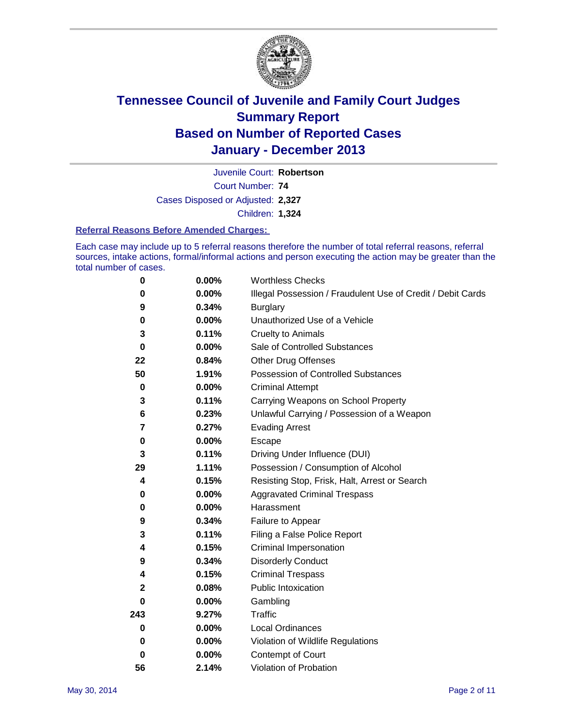# Tennessee Council of Juvenile and Family Court Judges
## Summary Report
## Based on Number of Reported Cases
## January - December 2013

Juvenile Court: **Robertson**
Court Number: **74**
Cases Disposed or Adjusted: **2,327**
Children: **1,324**

### Referral Reasons Before Amended Charges:

Each case may include up to 5 referral reasons therefore the number of total referral reasons, referral sources, intake actions, formal/informal actions and person executing the action may be greater than the total number of cases.

| Count | Percent | Referral Reason |
|---|---|---|
| 0 | 0.00% | Worthless Checks |
| 0 | 0.00% | Illegal Possession / Fraudulent Use of Credit / Debit Cards |
| 9 | 0.34% | Burglary |
| 0 | 0.00% | Unauthorized Use of a Vehicle |
| 3 | 0.11% | Cruelty to Animals |
| 0 | 0.00% | Sale of Controlled Substances |
| 22 | 0.84% | Other Drug Offenses |
| 50 | 1.91% | Possession of Controlled Substances |
| 0 | 0.00% | Criminal Attempt |
| 3 | 0.11% | Carrying Weapons on School Property |
| 6 | 0.23% | Unlawful Carrying / Possession of a Weapon |
| 7 | 0.27% | Evading Arrest |
| 0 | 0.00% | Escape |
| 3 | 0.11% | Driving Under Influence (DUI) |
| 29 | 1.11% | Possession / Consumption of Alcohol |
| 4 | 0.15% | Resisting Stop, Frisk, Halt, Arrest or Search |
| 0 | 0.00% | Aggravated Criminal Trespass |
| 0 | 0.00% | Harassment |
| 9 | 0.34% | Failure to Appear |
| 3 | 0.11% | Filing a False Police Report |
| 4 | 0.15% | Criminal Impersonation |
| 9 | 0.34% | Disorderly Conduct |
| 4 | 0.15% | Criminal Trespass |
| 2 | 0.08% | Public Intoxication |
| 0 | 0.00% | Gambling |
| 243 | 9.27% | Traffic |
| 0 | 0.00% | Local Ordinances |
| 0 | 0.00% | Violation of Wildlife Regulations |
| 0 | 0.00% | Contempt of Court |
| 56 | 2.14% | Violation of Probation |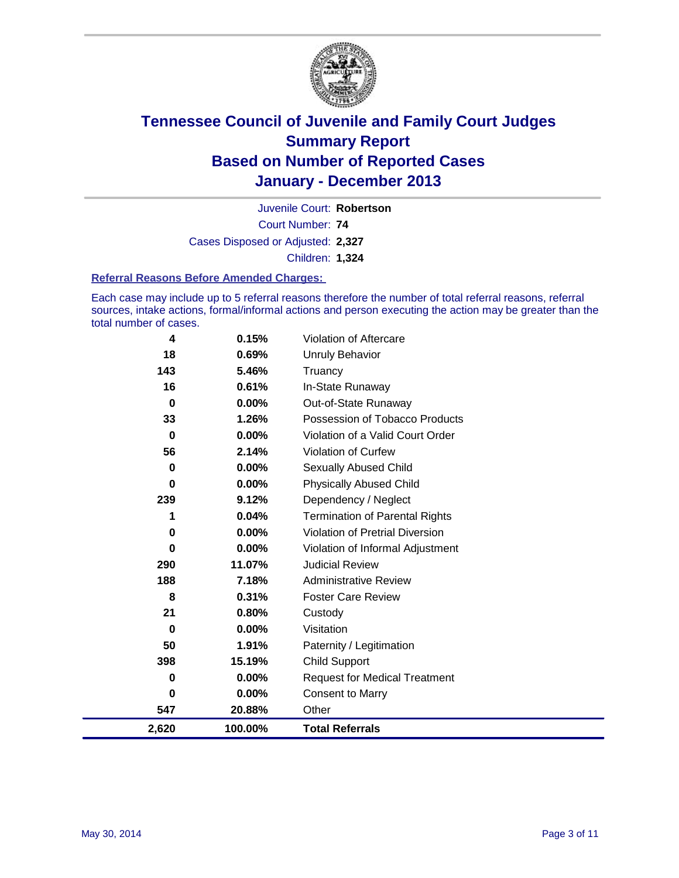# Tennessee Council of Juvenile and Family Court Judges
# Summary Report
# Based on Number of Reported Cases
# January - December 2013

Juvenile Court: **Robertson**

Court Number: **74**

Cases Disposed or Adjusted: **2,327**

Children: **1,324**

### Referral Reasons Before Amended Charges:

Each case may include up to 5 referral reasons therefore the number of total referral reasons, referral sources, intake actions, formal/informal actions and person executing the action may be greater than the total number of cases.

| | | |
|---|---|---|
| 4 | 0.15% | Violation of Aftercare |
| 18 | 0.69% | Unruly Behavior |
| 143 | 5.46% | Truancy |
| 16 | 0.61% | In-State Runaway |
| 0 | 0.00% | Out-of-State Runaway |
| 33 | 1.26% | Possession of Tobacco Products |
| 0 | 0.00% | Violation of a Valid Court Order |
| 56 | 2.14% | Violation of Curfew |
| 0 | 0.00% | Sexually Abused Child |
| 0 | 0.00% | Physically Abused Child |
| 239 | 9.12% | Dependency / Neglect |
| 1 | 0.04% | Termination of Parental Rights |
| 0 | 0.00% | Violation of Pretrial Diversion |
| 0 | 0.00% | Violation of Informal Adjustment |
| 290 | 11.07% | Judicial Review |
| 188 | 7.18% | Administrative Review |
| 8 | 0.31% | Foster Care Review |
| 21 | 0.80% | Custody |
| 0 | 0.00% | Visitation |
| 50 | 1.91% | Paternity / Legitimation |
| 398 | 15.19% | Child Support |
| 0 | 0.00% | Request for Medical Treatment |
| 0 | 0.00% | Consent to Marry |
| 547 | 20.88% | Other |
| **2,620** | **100.00%** | **Total Referrals** |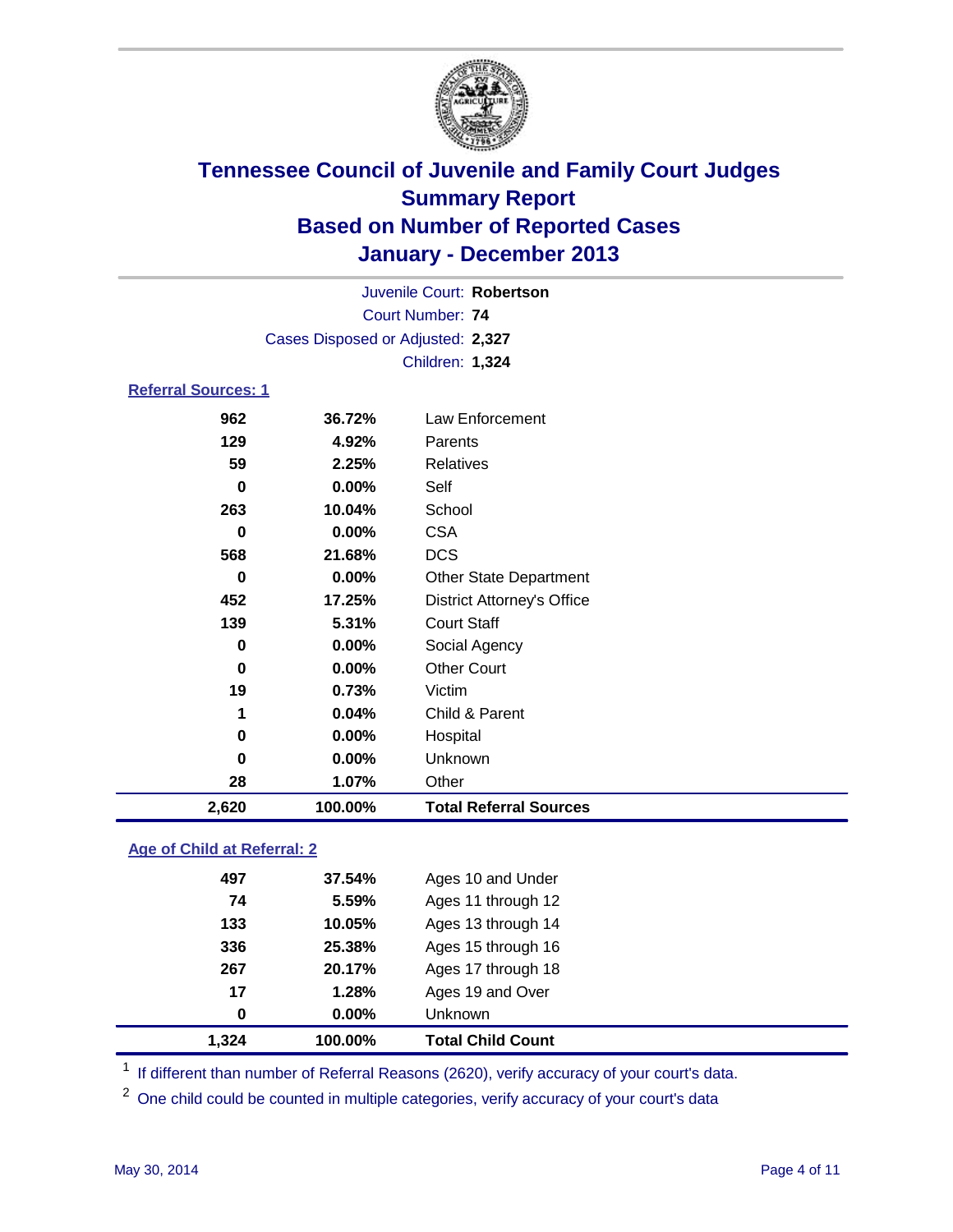# Tennessee Council of Juvenile and Family Court Judges
## Summary Report
## Based on Number of Reported Cases
## January - December 2013

Juvenile Court: **Robertson**
Court Number: **74**
Cases Disposed or Adjusted: **2,327**
Children: **1,324**

### Referral Sources: 1

| | | |
|---|---|---|
| 962 | 36.72% | Law Enforcement |
| 129 | 4.92% | Parents |
| 59 | 2.25% | Relatives |
| 0 | 0.00% | Self |
| 263 | 10.04% | School |
| 0 | 0.00% | CSA |
| 568 | 21.68% | DCS |
| 0 | 0.00% | Other State Department |
| 452 | 17.25% | District Attorney's Office |
| 139 | 5.31% | Court Staff |
| 0 | 0.00% | Social Agency |
| 0 | 0.00% | Other Court |
| 19 | 0.73% | Victim |
| 1 | 0.04% | Child & Parent |
| 0 | 0.00% | Hospital |
| 0 | 0.00% | Unknown |
| 28 | 1.07% | Other |
| **2,620** | **100.00%** | **Total Referral Sources** |

### Age of Child at Referral: 2

| | | |
|---|---|---|
| 497 | 37.54% | Ages 10 and Under |
| 74 | 5.59% | Ages 11 through 12 |
| 133 | 10.05% | Ages 13 through 14 |
| 336 | 25.38% | Ages 15 through 16 |
| 267 | 20.17% | Ages 17 through 18 |
| 17 | 1.28% | Ages 19 and Over |
| 0 | 0.00% | Unknown |
| **1,324** | **100.00%** | **Total Child Count** |

[1] If different than number of Referral Reasons (2620), verify accuracy of your court's data.

[2] One child could be counted in multiple categories, verify accuracy of your court's data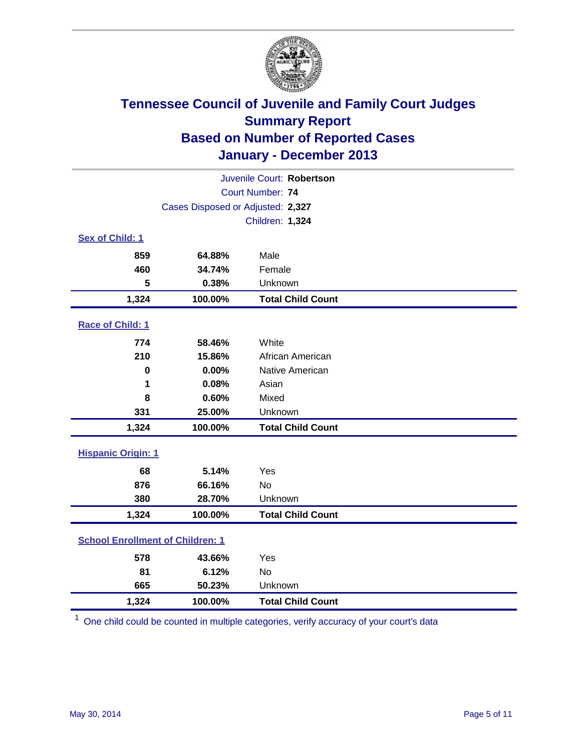# Tennessee Council of Juvenile and Family Court Judges
## Summary Report
## Based on Number of Reported Cases
## January - December 2013

Juvenile Court: **Robertson**
Court Number: **74**
Cases Disposed or Adjusted: **2,327**
Children: **1,324**

**Sex of Child: 1**

| | | |
|---|---|---|
| 859 | 64.88% | Male |
| 460 | 34.74% | Female |
| 5 | 0.38% | Unknown |
| **1,324** | **100.00%** | **Total Child Count** |

**Race of Child: 1**

| | | |
|---|---|---|
| 774 | 58.46% | White |
| 210 | 15.86% | African American |
| 0 | 0.00% | Native American |
| 1 | 0.08% | Asian |
| 8 | 0.60% | Mixed |
| 331 | 25.00% | Unknown |
| **1,324** | **100.00%** | **Total Child Count** |

**Hispanic Origin: 1**

| | | |
|---|---|---|
| 68 | 5.14% | Yes |
| 876 | 66.16% | No |
| 380 | 28.70% | Unknown |
| **1,324** | **100.00%** | **Total Child Count** |

**School Enrollment of Children: 1**

| | | |
|---|---|---|
| 578 | 43.66% | Yes |
| 81 | 6.12% | No |
| 665 | 50.23% | Unknown |
| **1,324** | **100.00%** | **Total Child Count** |

[1] One child could be counted in multiple categories, verify accuracy of your court's data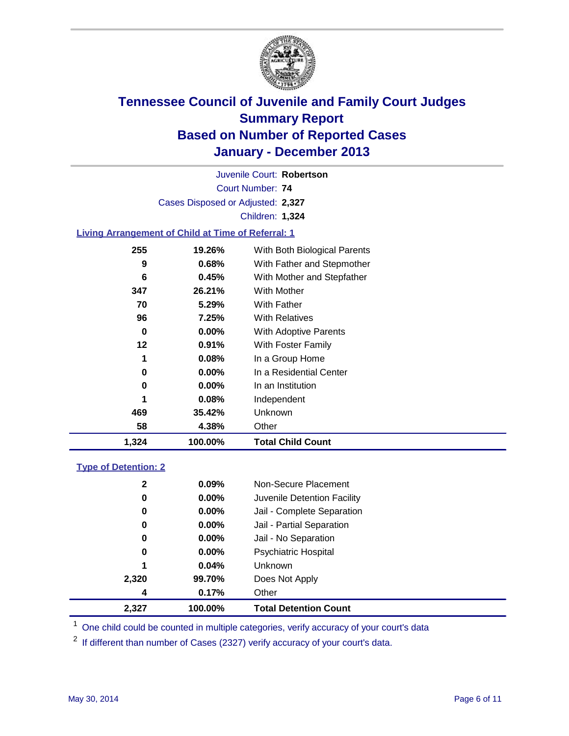# Tennessee Council of Juvenile and Family Court Judges
# Summary Report
# Based on Number of Reported Cases
# January - December 2013

Juvenile Court: **Robertson**
Court Number: **74**
Cases Disposed or Adjusted: **2,327**
Children: **1,324**

## Living Arrangement of Child at Time of Referral: 1

| | | |
|---|---|---|
| 255 | 19.26% | With Both Biological Parents |
| 9 | 0.68% | With Father and Stepmother |
| 6 | 0.45% | With Mother and Stepfather |
| 347 | 26.21% | With Mother |
| 70 | 5.29% | With Father |
| 96 | 7.25% | With Relatives |
| 0 | 0.00% | With Adoptive Parents |
| 12 | 0.91% | With Foster Family |
| 1 | 0.08% | In a Group Home |
| 0 | 0.00% | In a Residential Center |
| 0 | 0.00% | In an Institution |
| 1 | 0.08% | Independent |
| 469 | 35.42% | Unknown |
| 58 | 4.38% | Other |
| **1,324** | **100.00%** | **Total Child Count** |

## Type of Detention: 2

| | | |
|---|---|---|
| 2 | 0.09% | Non-Secure Placement |
| 0 | 0.00% | Juvenile Detention Facility |
| 0 | 0.00% | Jail - Complete Separation |
| 0 | 0.00% | Jail - Partial Separation |
| 0 | 0.00% | Jail - No Separation |
| 0 | 0.00% | Psychiatric Hospital |
| 1 | 0.04% | Unknown |
| 2,320 | 99.70% | Does Not Apply |
| 4 | 0.17% | Other |
| **2,327** | **100.00%** | **Total Detention Count** |

[1] One child could be counted in multiple categories, verify accuracy of your court's data

[2] If different than number of Cases (2327) verify accuracy of your court's data.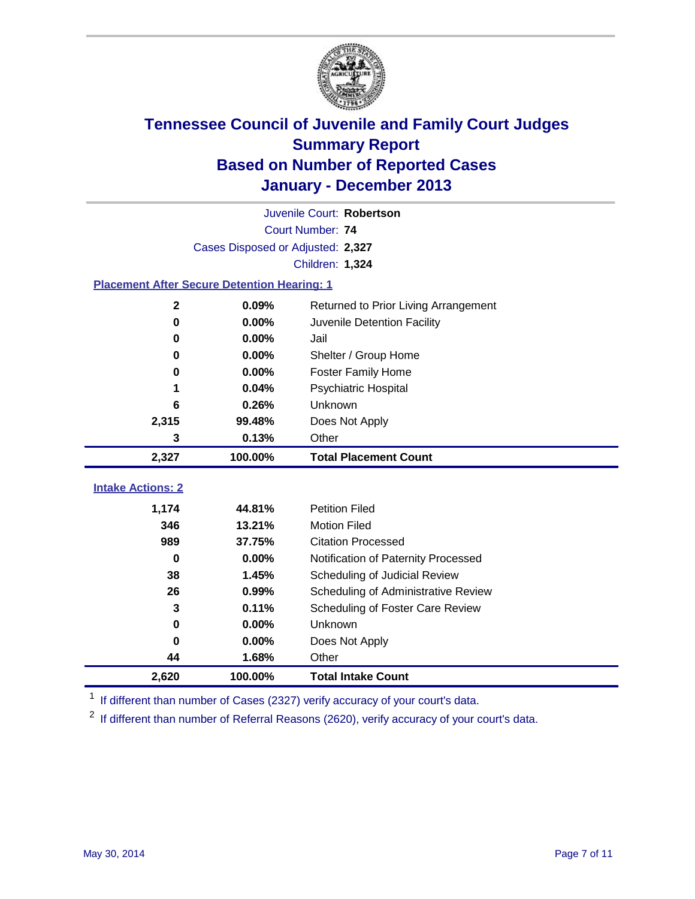# Tennessee Council of Juvenile and Family Court Judges
## Summary Report
## Based on Number of Reported Cases
## January - December 2013

Juvenile Court: **Robertson**

Court Number: **74**

Cases Disposed or Adjusted: **2,327**

Children: **1,324**

### Placement After Secure Detention Hearing: 1

| Count | Percent | Placement |
|---|---|---|
| 2 | 0.09% | Returned to Prior Living Arrangement |
| 0 | 0.00% | Juvenile Detention Facility |
| 0 | 0.00% | Jail |
| 0 | 0.00% | Shelter / Group Home |
| 0 | 0.00% | Foster Family Home |
| 1 | 0.04% | Psychiatric Hospital |
| 6 | 0.26% | Unknown |
| 2,315 | 99.48% | Does Not Apply |
| 3 | 0.13% | Other |
| **2,327** | **100.00%** | **Total Placement Count** |

### Intake Actions: 2

| Count | Percent | Intake Action |
|---|---|---|
| 1,174 | 44.81% | Petition Filed |
| 346 | 13.21% | Motion Filed |
| 989 | 37.75% | Citation Processed |
| 0 | 0.00% | Notification of Paternity Processed |
| 38 | 1.45% | Scheduling of Judicial Review |
| 26 | 0.99% | Scheduling of Administrative Review |
| 3 | 0.11% | Scheduling of Foster Care Review |
| 0 | 0.00% | Unknown |
| 0 | 0.00% | Does Not Apply |
| 44 | 1.68% | Other |
| **2,620** | **100.00%** | **Total Intake Count** |

[1] If different than number of Cases (2327) verify accuracy of your court's data.

[2] If different than number of Referral Reasons (2620), verify accuracy of your court's data.

May 30, 2014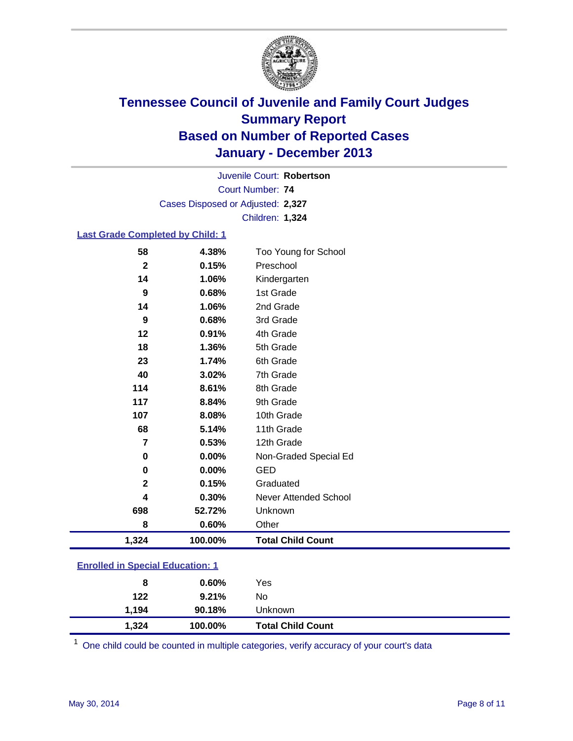# Tennessee Council of Juvenile and Family Court Judges
# Summary Report
# Based on Number of Reported Cases
# January - December 2013

Juvenile Court: **Robertson**
Court Number: **74**
Cases Disposed or Adjusted: **2,327**
Children: **1,324**

## Last Grade Completed by Child: 1

| | | |
|---|---|---|
| 58 | 4.38% | Too Young for School |
| 2 | 0.15% | Preschool |
| 14 | 1.06% | Kindergarten |
| 9 | 0.68% | 1st Grade |
| 14 | 1.06% | 2nd Grade |
| 9 | 0.68% | 3rd Grade |
| 12 | 0.91% | 4th Grade |
| 18 | 1.36% | 5th Grade |
| 23 | 1.74% | 6th Grade |
| 40 | 3.02% | 7th Grade |
| 114 | 8.61% | 8th Grade |
| 117 | 8.84% | 9th Grade |
| 107 | 8.08% | 10th Grade |
| 68 | 5.14% | 11th Grade |
| 7 | 0.53% | 12th Grade |
| 0 | 0.00% | Non-Graded Special Ed |
| 0 | 0.00% | GED |
| 2 | 0.15% | Graduated |
| 4 | 0.30% | Never Attended School |
| 698 | 52.72% | Unknown |
| 8 | 0.60% | Other |
| **1,324** | **100.00%** | **Total Child Count** |

## Enrolled in Special Education: 1

| | | |
|---|---|---|
| 8 | 0.60% | Yes |
| 122 | 9.21% | No |
| 1,194 | 90.18% | Unknown |
| **1,324** | **100.00%** | **Total Child Count** |

[1] One child could be counted in multiple categories, verify accuracy of your court's data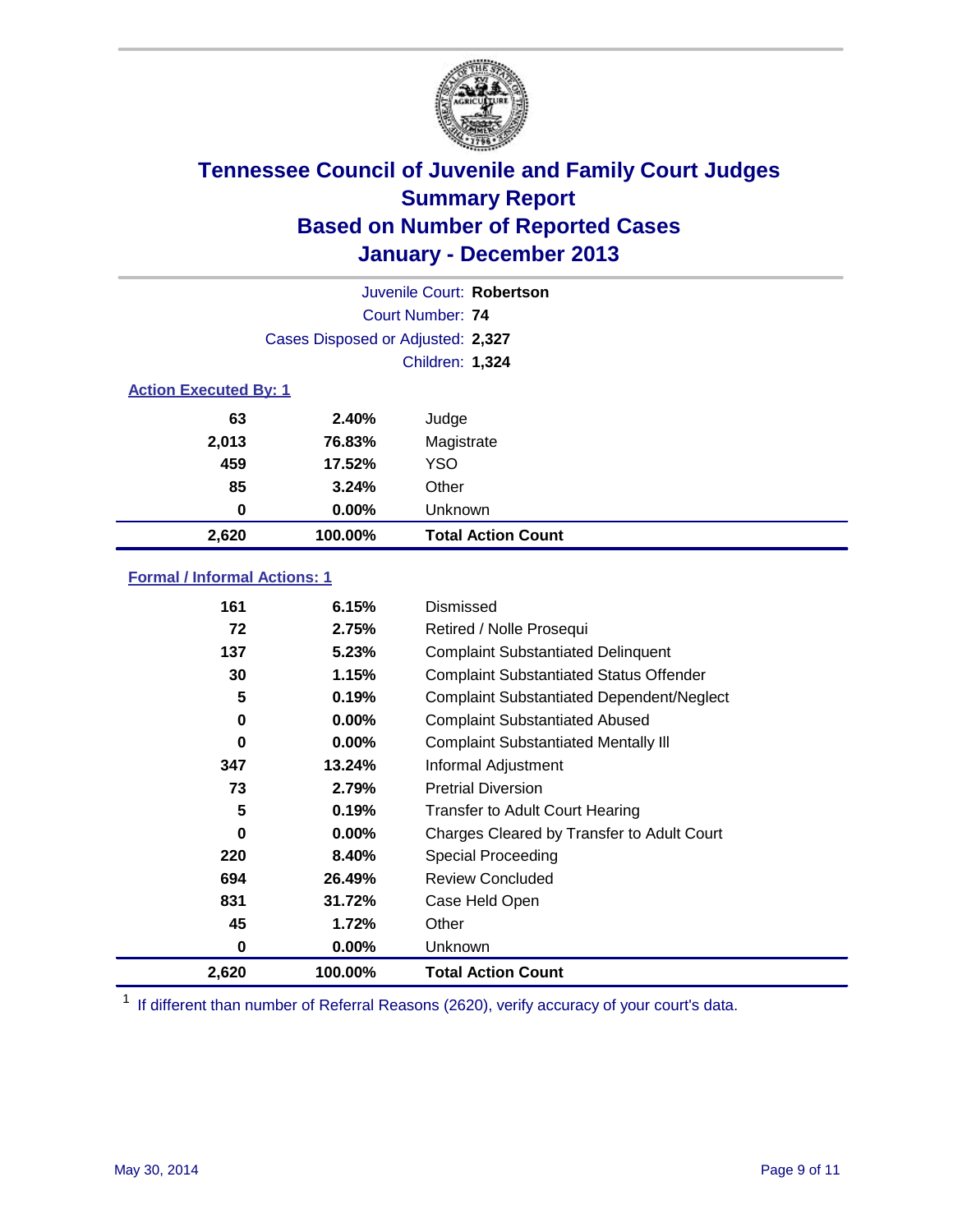# Tennessee Council of Juvenile and Family Court Judges
## Summary Report
## Based on Number of Reported Cases
## January - December 2013

Juvenile Court: **Robertson**
Court Number: **74**
Cases Disposed or Adjusted: **2,327**
Children: **1,324**

### Action Executed By: 1

| | | |
|---|---|---|
| 63 | 2.40% | Judge |
| 2,013 | 76.83% | Magistrate |
| 459 | 17.52% | YSO |
| 85 | 3.24% | Other |
| 0 | 0.00% | Unknown |
| **2,620** | **100.00%** | **Total Action Count** |

### Formal / Informal Actions: 1

| | | |
|---|---|---|
| 161 | 6.15% | Dismissed |
| 72 | 2.75% | Retired / Nolle Prosequi |
| 137 | 5.23% | Complaint Substantiated Delinquent |
| 30 | 1.15% | Complaint Substantiated Status Offender |
| 5 | 0.19% | Complaint Substantiated Dependent/Neglect |
| 0 | 0.00% | Complaint Substantiated Abused |
| 0 | 0.00% | Complaint Substantiated Mentally Ill |
| 347 | 13.24% | Informal Adjustment |
| 73 | 2.79% | Pretrial Diversion |
| 5 | 0.19% | Transfer to Adult Court Hearing |
| 0 | 0.00% | Charges Cleared by Transfer to Adult Court |
| 220 | 8.40% | Special Proceeding |
| 694 | 26.49% | Review Concluded |
| 831 | 31.72% | Case Held Open |
| 45 | 1.72% | Other |
| 0 | 0.00% | Unknown |
| **2,620** | **100.00%** | **Total Action Count** |

[1] If different than number of Referral Reasons (2620), verify accuracy of your court's data.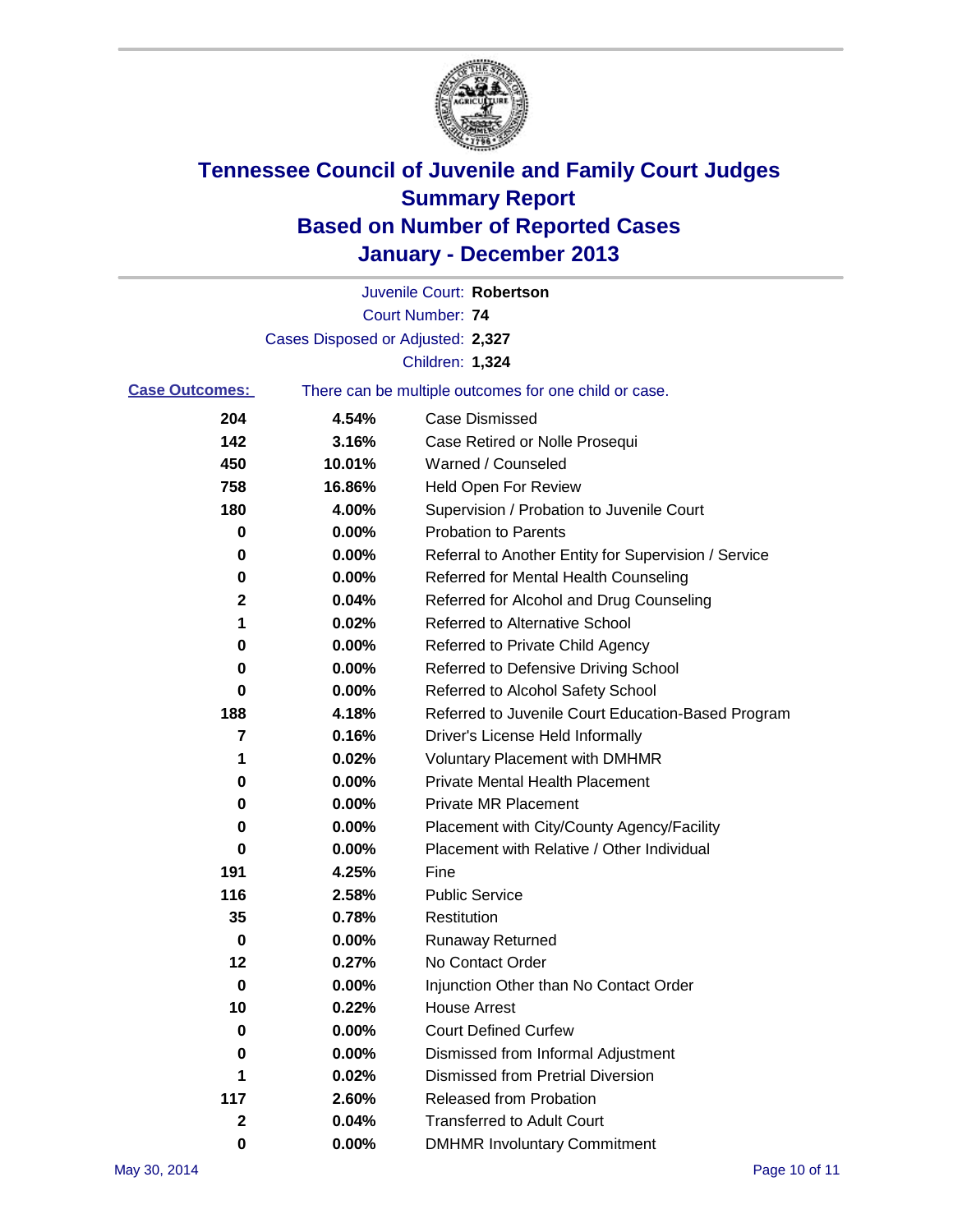# Tennessee Council of Juvenile and Family Court Judges
# Summary Report
# Based on Number of Reported Cases
# January - December 2013

Juvenile Court: **Robertson**

Court Number: **74**

Cases Disposed or Adjusted: **2,327**

Children: **1,324**

**Case Outcomes:** There can be multiple outcomes for one child or case.

| Count | Percent | Outcome |
|---|---|---|
| 204 | 4.54% | Case Dismissed |
| 142 | 3.16% | Case Retired or Nolle Prosequi |
| 450 | 10.01% | Warned / Counseled |
| 758 | 16.86% | Held Open For Review |
| 180 | 4.00% | Supervision / Probation to Juvenile Court |
| 0 | 0.00% | Probation to Parents |
| 0 | 0.00% | Referral to Another Entity for Supervision / Service |
| 0 | 0.00% | Referred for Mental Health Counseling |
| 2 | 0.04% | Referred for Alcohol and Drug Counseling |
| 1 | 0.02% | Referred to Alternative School |
| 0 | 0.00% | Referred to Private Child Agency |
| 0 | 0.00% | Referred to Defensive Driving School |
| 0 | 0.00% | Referred to Alcohol Safety School |
| 188 | 4.18% | Referred to Juvenile Court Education-Based Program |
| 7 | 0.16% | Driver's License Held Informally |
| 1 | 0.02% | Voluntary Placement with DMHMR |
| 0 | 0.00% | Private Mental Health Placement |
| 0 | 0.00% | Private MR Placement |
| 0 | 0.00% | Placement with City/County Agency/Facility |
| 0 | 0.00% | Placement with Relative / Other Individual |
| 191 | 4.25% | Fine |
| 116 | 2.58% | Public Service |
| 35 | 0.78% | Restitution |
| 0 | 0.00% | Runaway Returned |
| 12 | 0.27% | No Contact Order |
| 0 | 0.00% | Injunction Other than No Contact Order |
| 10 | 0.22% | House Arrest |
| 0 | 0.00% | Court Defined Curfew |
| 0 | 0.00% | Dismissed from Informal Adjustment |
| 1 | 0.02% | Dismissed from Pretrial Diversion |
| 117 | 2.60% | Released from Probation |
| 2 | 0.04% | Transferred to Adult Court |
| 0 | 0.00% | DMHMR Involuntary Commitment |

May 30, 2014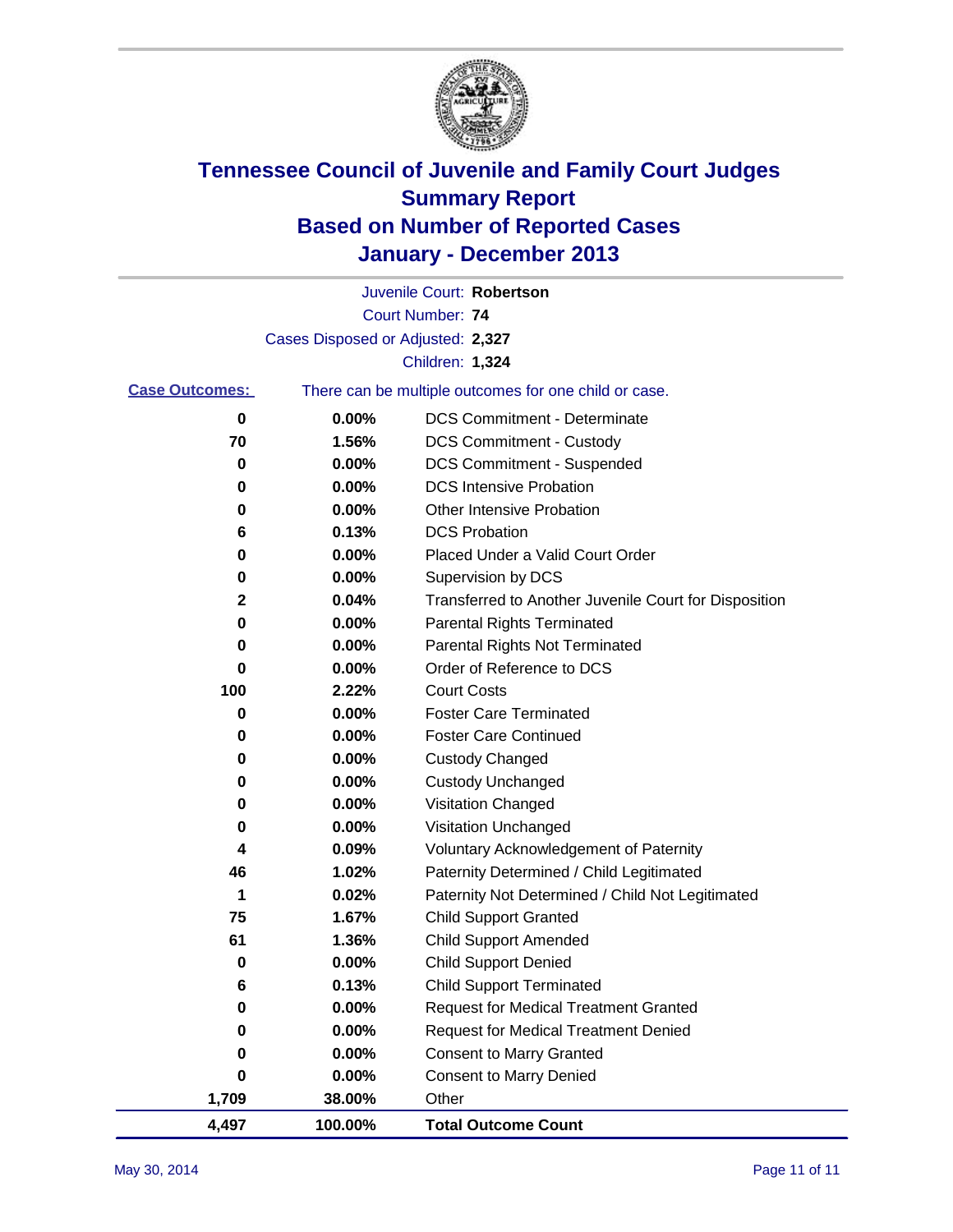# Tennessee Council of Juvenile and Family Court Judges
# Summary Report
# Based on Number of Reported Cases
# January - December 2013

Juvenile Court: **Robertson**

Court Number: **74**

Cases Disposed or Adjusted: **2,327**

Children: **1,324**

**Case Outcomes:** There can be multiple outcomes for one child or case.

| | | |
|---|---|---|
| 0 | 0.00% | DCS Commitment - Determinate |
| 70 | 1.56% | DCS Commitment - Custody |
| 0 | 0.00% | DCS Commitment - Suspended |
| 0 | 0.00% | DCS Intensive Probation |
| 0 | 0.00% | Other Intensive Probation |
| 6 | 0.13% | DCS Probation |
| 0 | 0.00% | Placed Under a Valid Court Order |
| 0 | 0.00% | Supervision by DCS |
| 2 | 0.04% | Transferred to Another Juvenile Court for Disposition |
| 0 | 0.00% | Parental Rights Terminated |
| 0 | 0.00% | Parental Rights Not Terminated |
| 0 | 0.00% | Order of Reference to DCS |
| 100 | 2.22% | Court Costs |
| 0 | 0.00% | Foster Care Terminated |
| 0 | 0.00% | Foster Care Continued |
| 0 | 0.00% | Custody Changed |
| 0 | 0.00% | Custody Unchanged |
| 0 | 0.00% | Visitation Changed |
| 0 | 0.00% | Visitation Unchanged |
| 4 | 0.09% | Voluntary Acknowledgement of Paternity |
| 46 | 1.02% | Paternity Determined / Child Legitimated |
| 1 | 0.02% | Paternity Not Determined / Child Not Legitimated |
| 75 | 1.67% | Child Support Granted |
| 61 | 1.36% | Child Support Amended |
| 0 | 0.00% | Child Support Denied |
| 6 | 0.13% | Child Support Terminated |
| 0 | 0.00% | Request for Medical Treatment Granted |
| 0 | 0.00% | Request for Medical Treatment Denied |
| 0 | 0.00% | Consent to Marry Granted |
| 0 | 0.00% | Consent to Marry Denied |
| 1,709 | 38.00% | Other |
| **4,497** | **100.00%** | **Total Outcome Count** |